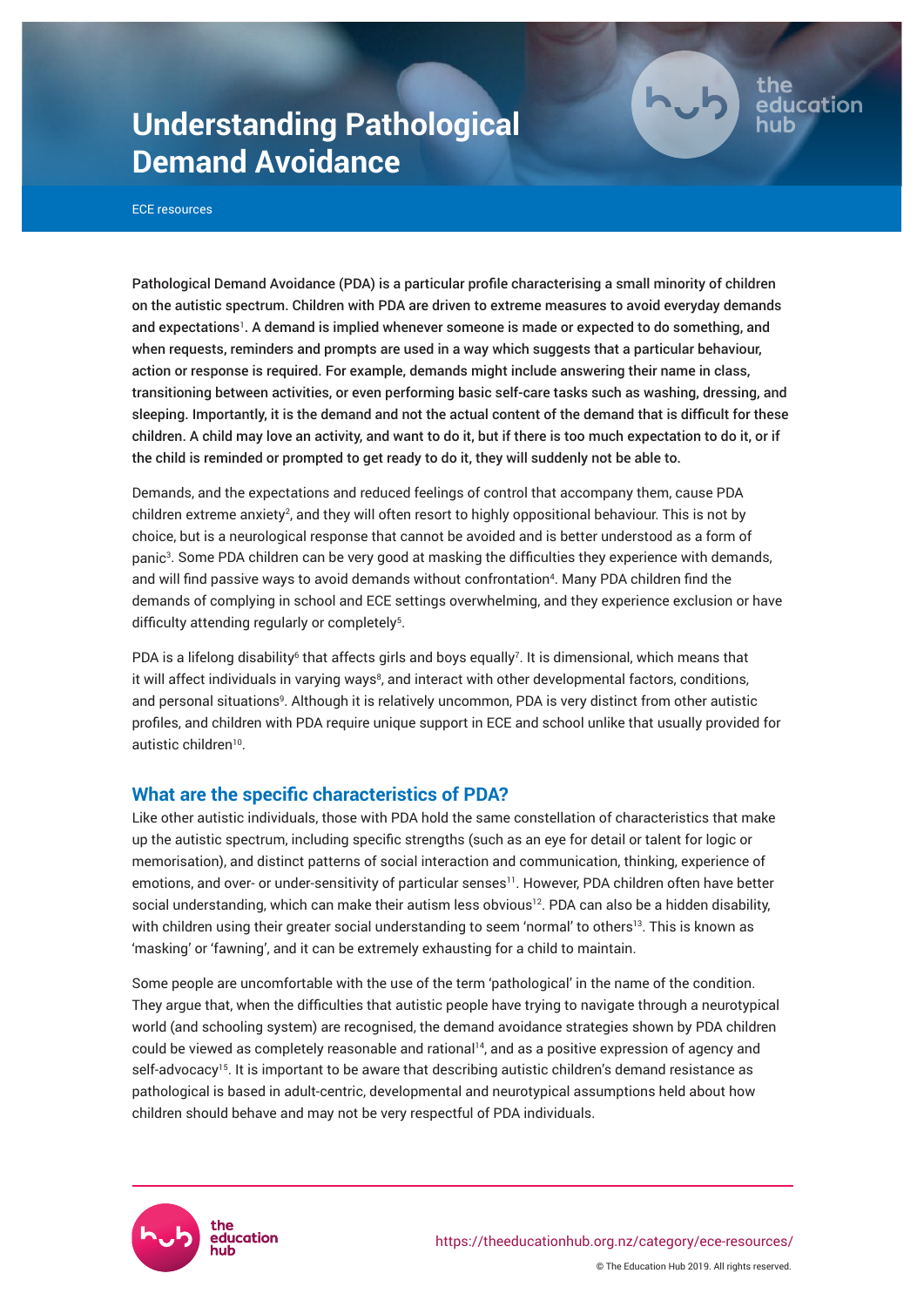# Understanding Pathological Demand Avoidance

ECE resources

**Pathological Demand Avoidance (PDA) is a particular profile characterising a small minority of children on the autistic spectrum. Children with PDA are driven to extreme measures to avoid everyday demands and expectations[1]. A demand is implied whenever someone is made or expected to do something, and when requests, reminders and prompts are used in a way which suggests that a particular behaviour, action or response is required. For example, demands might include answering their name in class, transitioning between activities, or even performing basic self-care tasks such as washing, dressing, and sleeping. Importantly, it is the demand and not the actual content of the demand that is difficult for these children. A child may love an activity, and want to do it, but if there is too much expectation to do it, or if the child is reminded or prompted to get ready to do it, they will suddenly not be able to.**

Demands, and the expectations and reduced feelings of control that accompany them, cause PDA children extreme anxiety[2], and they will often resort to highly oppositional behaviour. This is not by choice, but is a neurological response that cannot be avoided and is better understood as a form of panic[3]. Some PDA children can be very good at masking the difficulties they experience with demands, and will find passive ways to avoid demands without confrontation[4]. Many PDA children find the demands of complying in school and ECE settings overwhelming, and they experience exclusion or have difficulty attending regularly or completely[5].

PDA is a lifelong disability[6] that affects girls and boys equally[7]. It is dimensional, which means that it will affect individuals in varying ways[8], and interact with other developmental factors, conditions, and personal situations[9]. Although it is relatively uncommon, PDA is very distinct from other autistic profiles, and children with PDA require unique support in ECE and school unlike that usually provided for autistic children[10].

## What are the specific characteristics of PDA?

Like other autistic individuals, those with PDA hold the same constellation of characteristics that make up the autistic spectrum, including specific strengths (such as an eye for detail or talent for logic or memorisation), and distinct patterns of social interaction and communication, thinking, experience of emotions, and over- or under-sensitivity of particular senses[11]. However, PDA children often have better social understanding, which can make their autism less obvious[12]. PDA can also be a hidden disability, with children using their greater social understanding to seem 'normal' to others[13]. This is known as 'masking' or 'fawning', and it can be extremely exhausting for a child to maintain.

Some people are uncomfortable with the use of the term 'pathological' in the name of the condition. They argue that, when the difficulties that autistic people have trying to navigate through a neurotypical world (and schooling system) are recognised, the demand avoidance strategies shown by PDA children could be viewed as completely reasonable and rational[14], and as a positive expression of agency and self-advocacy[15]. It is important to be aware that describing autistic children's demand resistance as pathological is based in adult-centric, developmental and neurotypical assumptions held about how children should behave and may not be very respectful of PDA individuals.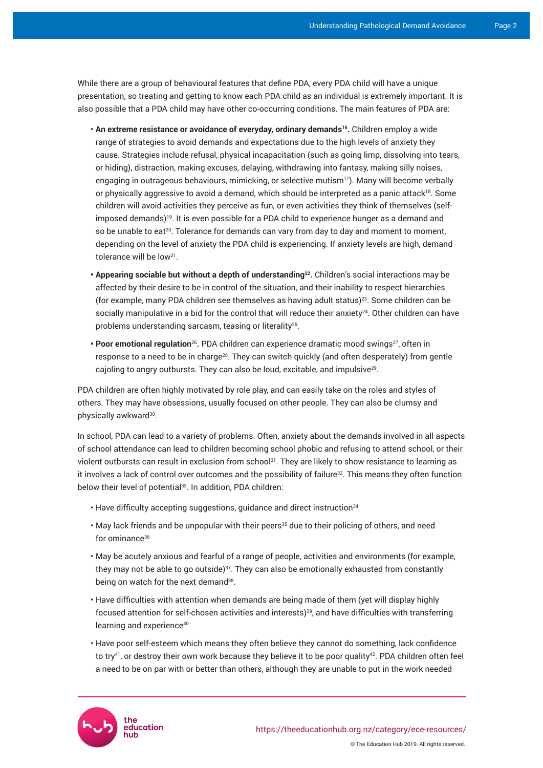While there are a group of behavioural features that define PDA, every PDA child will have a unique presentation, so treating and getting to know each PDA child as an individual is extremely important. It is also possible that a PDA child may have other co-occurring conditions. The main features of PDA are:

- **An extreme resistance or avoidance of everyday, ordinary demands[16].** Children employ a wide range of strategies to avoid demands and expectations due to the high levels of anxiety they cause. Strategies include refusal, physical incapacitation (such as going limp, dissolving into tears, or hiding), distraction, making excuses, delaying, withdrawing into fantasy, making silly noises, engaging in outrageous behaviours, mimicking, or selective mutism[17]). Many will become verbally or physically aggressive to avoid a demand, which should be interpreted as a panic attack[18]. Some children will avoid activities they perceive as fun, or even activities they think of themselves (self-imposed demands)[19]. It is even possible for a PDA child to experience hunger as a demand and so be unable to eat[20]. Tolerance for demands can vary from day to day and moment to moment, depending on the level of anxiety the PDA child is experiencing. If anxiety levels are high, demand tolerance will be low[21].
- **Appearing sociable but without a depth of understanding[22].** Children's social interactions may be affected by their desire to be in control of the situation, and their inability to respect hierarchies (for example, many PDA children see themselves as having adult status)[23]. Some children can be socially manipulative in a bid for the control that will reduce their anxiety[24]. Other children can have problems understanding sarcasm, teasing or literality[25].
- **Poor emotional regulation**[26]**.** PDA children can experience dramatic mood swings[27], often in response to a need to be in charge[28]. They can switch quickly (and often desperately) from gentle cajoling to angry outbursts. They can also be loud, excitable, and impulsive[29].

PDA children are often highly motivated by role play, and can easily take on the roles and styles of others. They may have obsessions, usually focused on other people. They can also be clumsy and physically awkward[30].

In school, PDA can lead to a variety of problems. Often, anxiety about the demands involved in all aspects of school attendance can lead to children becoming school phobic and refusing to attend school, or their violent outbursts can result in exclusion from school[31]. They are likely to show resistance to learning as it involves a lack of control over outcomes and the possibility of failure[32]. This means they often function below their level of potential[33]. In addition, PDA children:

- Have difficulty accepting suggestions, guidance and direct instruction[34]
- May lack friends and be unpopular with their peers[35] due to their policing of others, and need for ominance[36]
- May be acutely anxious and fearful of a range of people, activities and environments (for example, they may not be able to go outside)[37]. They can also be emotionally exhausted from constantly being on watch for the next demand[38].
- Have difficulties with attention when demands are being made of them (yet will display highly focused attention for self-chosen activities and interests)[39], and have difficulties with transferring learning and experience[40]
- Have poor self-esteem which means they often believe they cannot do something, lack confidence to try[41], or destroy their own work because they believe it to be poor quality[42]. PDA children often feel a need to be on par with or better than others, although they are unable to put in the work needed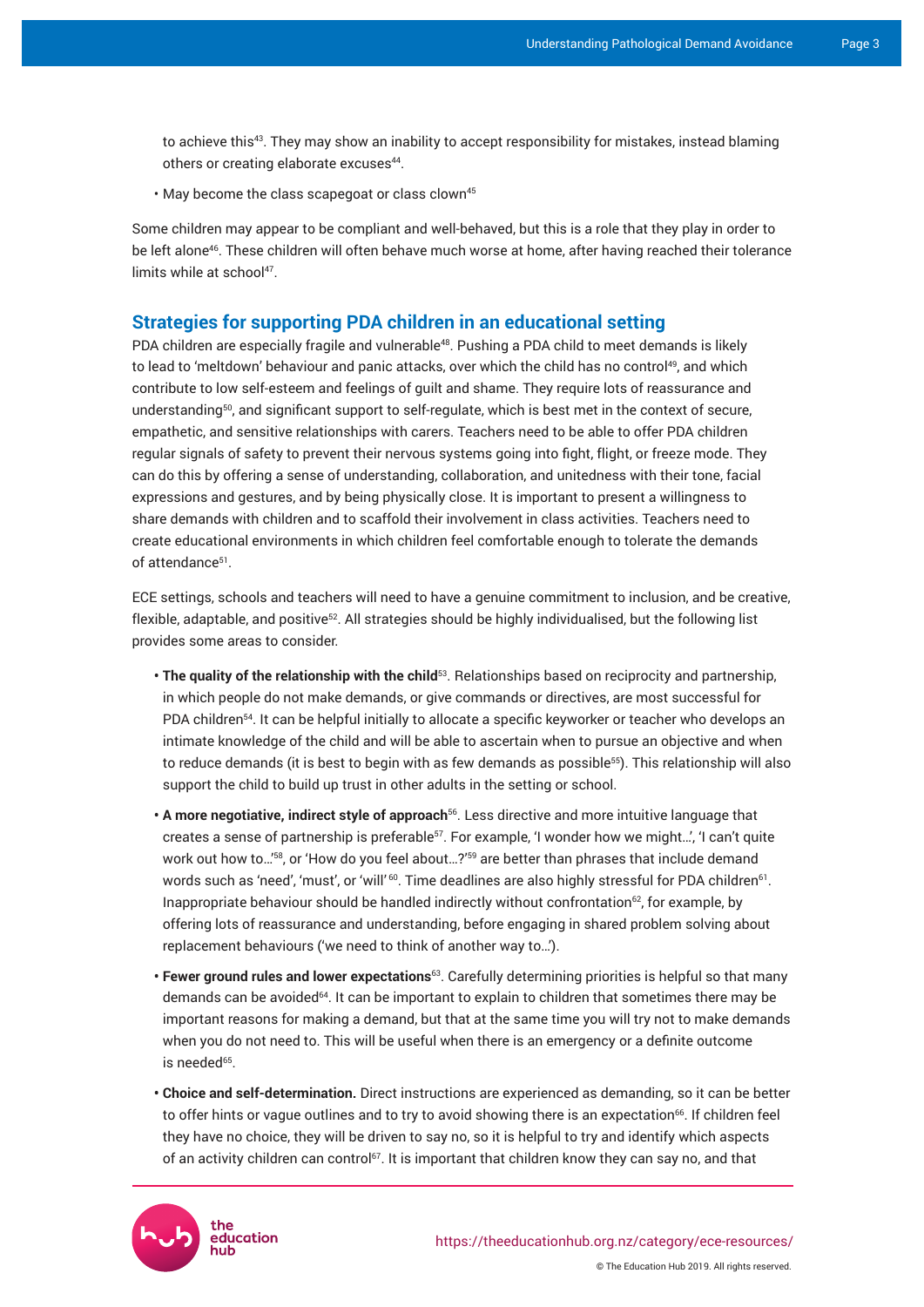to achieve this[43]. They may show an inability to accept responsibility for mistakes, instead blaming others or creating elaborate excuses[44].

- May become the class scapegoat or class clown[45]

Some children may appear to be compliant and well-behaved, but this is a role that they play in order to be left alone[46]. These children will often behave much worse at home, after having reached their tolerance limits while at school[47].

## Strategies for supporting PDA children in an educational setting

PDA children are especially fragile and vulnerable[48]. Pushing a PDA child to meet demands is likely to lead to 'meltdown' behaviour and panic attacks, over which the child has no control[49], and which contribute to low self-esteem and feelings of guilt and shame. They require lots of reassurance and understanding[50], and significant support to self-regulate, which is best met in the context of secure, empathetic, and sensitive relationships with carers. Teachers need to be able to offer PDA children regular signals of safety to prevent their nervous systems going into fight, flight, or freeze mode. They can do this by offering a sense of understanding, collaboration, and unitedness with their tone, facial expressions and gestures, and by being physically close. It is important to present a willingness to share demands with children and to scaffold their involvement in class activities. Teachers need to create educational environments in which children feel comfortable enough to tolerate the demands of attendance[51].

ECE settings, schools and teachers will need to have a genuine commitment to inclusion, and be creative, flexible, adaptable, and positive[52]. All strategies should be highly individualised, but the following list provides some areas to consider.

- **The quality of the relationship with the child**[53]. Relationships based on reciprocity and partnership, in which people do not make demands, or give commands or directives, are most successful for PDA children[54]. It can be helpful initially to allocate a specific keyworker or teacher who develops an intimate knowledge of the child and will be able to ascertain when to pursue an objective and when to reduce demands (it is best to begin with as few demands as possible[55]). This relationship will also support the child to build up trust in other adults in the setting or school.
- **A more negotiative, indirect style of approach**[56]. Less directive and more intuitive language that creates a sense of partnership is preferable[57]. For example, 'I wonder how we might…', 'I can't quite work out how to…'[58], or 'How do you feel about…?'[59] are better than phrases that include demand words such as 'need', 'must', or 'will'[60]. Time deadlines are also highly stressful for PDA children[61]. Inappropriate behaviour should be handled indirectly without confrontation[62], for example, by offering lots of reassurance and understanding, before engaging in shared problem solving about replacement behaviours ('we need to think of another way to…').
- **Fewer ground rules and lower expectations**[63]. Carefully determining priorities is helpful so that many demands can be avoided[64]. It can be important to explain to children that sometimes there may be important reasons for making a demand, but that at the same time you will try not to make demands when you do not need to. This will be useful when there is an emergency or a definite outcome is needed[65].
- **Choice and self-determination.** Direct instructions are experienced as demanding, so it can be better to offer hints or vague outlines and to try to avoid showing there is an expectation[66]. If children feel they have no choice, they will be driven to say no, so it is helpful to try and identify which aspects of an activity children can control[67]. It is important that children know they can say no, and that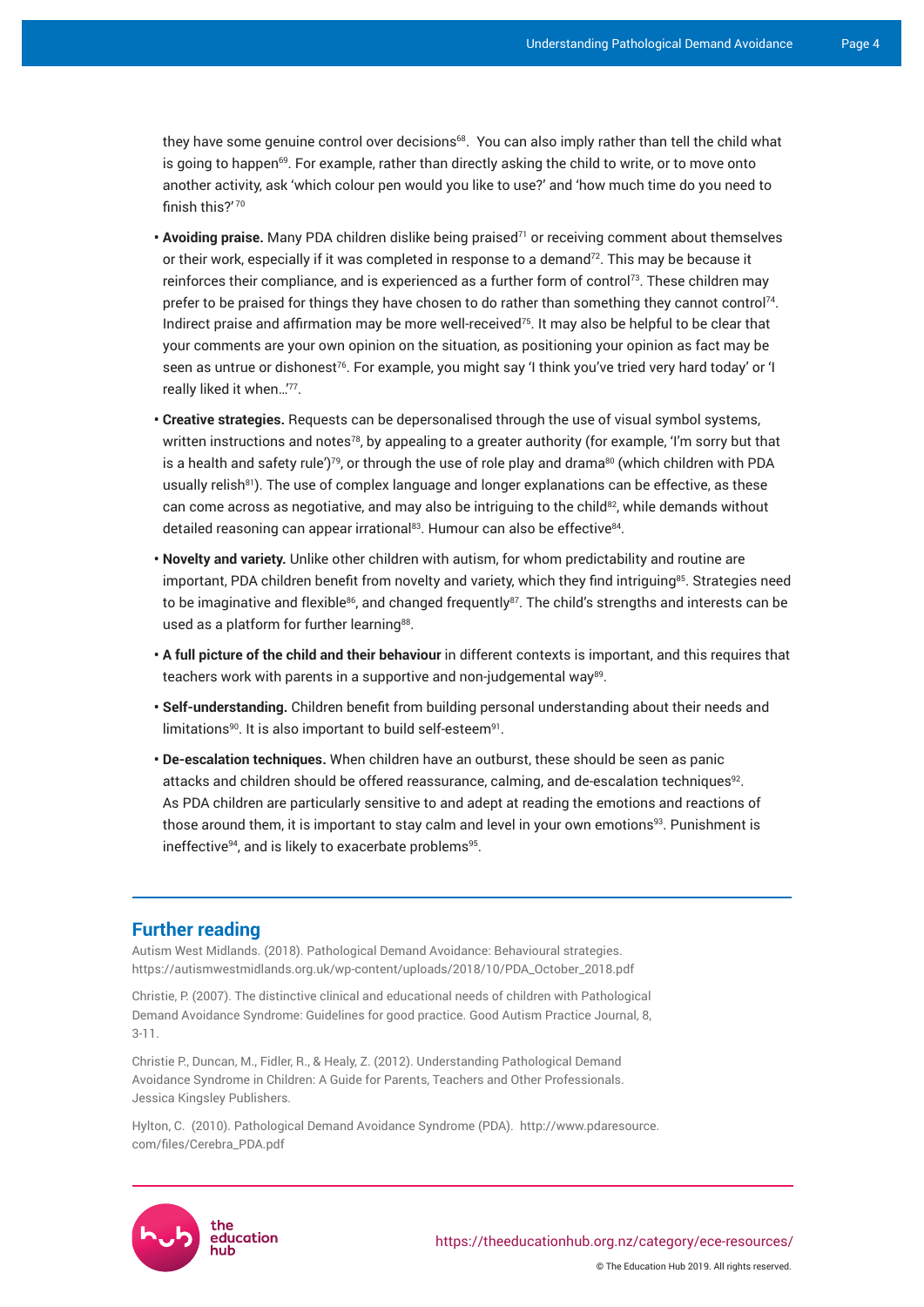they have some genuine control over decisions[68]. You can also imply rather than tell the child what is going to happen[69]. For example, rather than directly asking the child to write, or to move onto another activity, ask 'which colour pen would you like to use?' and 'how much time do you need to finish this?'[70]

- **Avoiding praise.** Many PDA children dislike being praised[71] or receiving comment about themselves or their work, especially if it was completed in response to a demand[72]. This may be because it reinforces their compliance, and is experienced as a further form of control[73]. These children may prefer to be praised for things they have chosen to do rather than something they cannot control[74]. Indirect praise and affirmation may be more well-received[75]. It may also be helpful to be clear that your comments are your own opinion on the situation, as positioning your opinion as fact may be seen as untrue or dishonest[76]. For example, you might say 'I think you've tried very hard today' or 'I really liked it when…'[77].
- **Creative strategies.** Requests can be depersonalised through the use of visual symbol systems, written instructions and notes[78], by appealing to a greater authority (for example, 'I'm sorry but that is a health and safety rule')[79], or through the use of role play and drama[80] (which children with PDA usually relish[81]). The use of complex language and longer explanations can be effective, as these can come across as negotiative, and may also be intriguing to the child[82], while demands without detailed reasoning can appear irrational[83]. Humour can also be effective[84].
- **Novelty and variety.** Unlike other children with autism, for whom predictability and routine are important, PDA children benefit from novelty and variety, which they find intriguing[85]. Strategies need to be imaginative and flexible[86], and changed frequently[87]. The child's strengths and interests can be used as a platform for further learning[88].
- **A full picture of the child and their behaviour** in different contexts is important, and this requires that teachers work with parents in a supportive and non-judgemental way[89].
- **Self-understanding.** Children benefit from building personal understanding about their needs and limitations[90]. It is also important to build self-esteem[91].
- **De-escalation techniques.** When children have an outburst, these should be seen as panic attacks and children should be offered reassurance, calming, and de-escalation techniques[92]. As PDA children are particularly sensitive to and adept at reading the emotions and reactions of those around them, it is important to stay calm and level in your own emotions[93]. Punishment is ineffective[94], and is likely to exacerbate problems[95].

## Further reading

Autism West Midlands. (2018). Pathological Demand Avoidance: Behavioural strategies. https://autismwestmidlands.org.uk/wp-content/uploads/2018/10/PDA_October_2018.pdf

Christie, P. (2007). The distinctive clinical and educational needs of children with Pathological Demand Avoidance Syndrome: Guidelines for good practice. Good Autism Practice Journal, 8, 3-11.

Christie P., Duncan, M., Fidler, R., & Healy, Z. (2012). Understanding Pathological Demand Avoidance Syndrome in Children: A Guide for Parents, Teachers and Other Professionals. Jessica Kingsley Publishers.

Hylton, C. (2010). Pathological Demand Avoidance Syndrome (PDA). http://www.pdaresource.com/files/Cerebra_PDA.pdf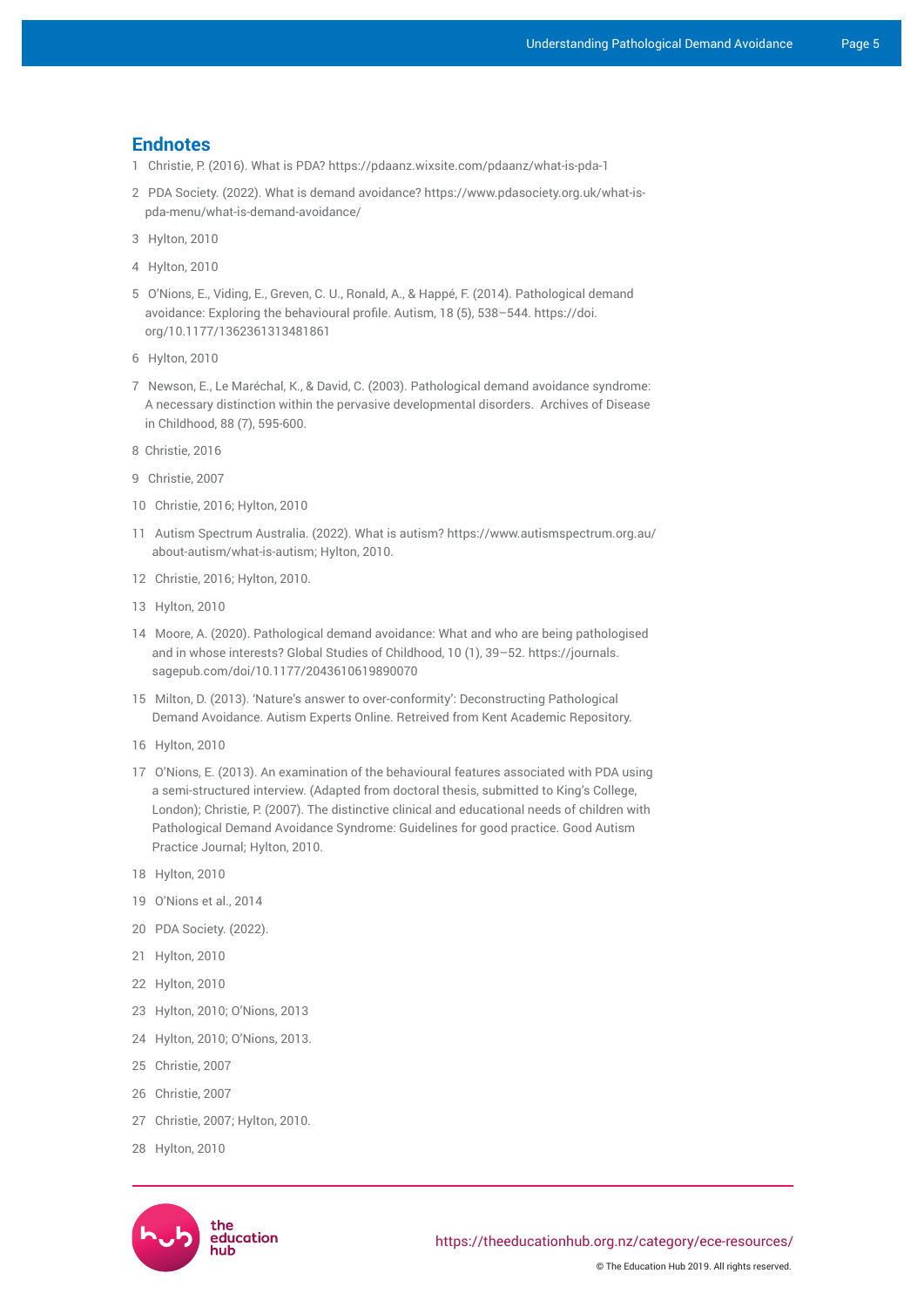## Endnotes

1 Christie, P. (2016). What is PDA? https://pdaanz.wixsite.com/pdaanz/what-is-pda-1

2 PDA Society. (2022). What is demand avoidance? https://www.pdasociety.org.uk/what-is-pda-menu/what-is-demand-avoidance/

3 Hylton, 2010

4 Hylton, 2010

5 O'Nions, E., Viding, E., Greven, C. U., Ronald, A., & Happé, F. (2014). Pathological demand avoidance: Exploring the behavioural profile. Autism, 18 (5), 538–544. https://doi.org/10.1177/1362361313481861

6 Hylton, 2010

7 Newson, E., Le Maréchal, K., & David, C. (2003). Pathological demand avoidance syndrome: A necessary distinction within the pervasive developmental disorders. Archives of Disease in Childhood, 88 (7), 595-600.

8 Christie, 2016

9 Christie, 2007

10 Christie, 2016; Hylton, 2010

11 Autism Spectrum Australia. (2022). What is autism? https://www.autismspectrum.org.au/about-autism/what-is-autism; Hylton, 2010.

12 Christie, 2016; Hylton, 2010.

13 Hylton, 2010

14 Moore, A. (2020). Pathological demand avoidance: What and who are being pathologised and in whose interests? Global Studies of Childhood, 10 (1), 39–52. https://journals.sagepub.com/doi/10.1177/2043610619890070

15 Milton, D. (2013). 'Nature's answer to over-conformity': Deconstructing Pathological Demand Avoidance. Autism Experts Online. Retreived from Kent Academic Repository.

16 Hylton, 2010

17 O'Nions, E. (2013). An examination of the behavioural features associated with PDA using a semi-structured interview. (Adapted from doctoral thesis, submitted to King's College, London); Christie, P. (2007). The distinctive clinical and educational needs of children with Pathological Demand Avoidance Syndrome: Guidelines for good practice. Good Autism Practice Journal; Hylton, 2010.

18 Hylton, 2010

19 O'Nions et al., 2014

20 PDA Society. (2022).

21 Hylton, 2010

22 Hylton, 2010

23 Hylton, 2010; O'Nions, 2013

24 Hylton, 2010; O'Nions, 2013.

25 Christie, 2007

26 Christie, 2007

27 Christie, 2007; Hylton, 2010.

28 Hylton, 2010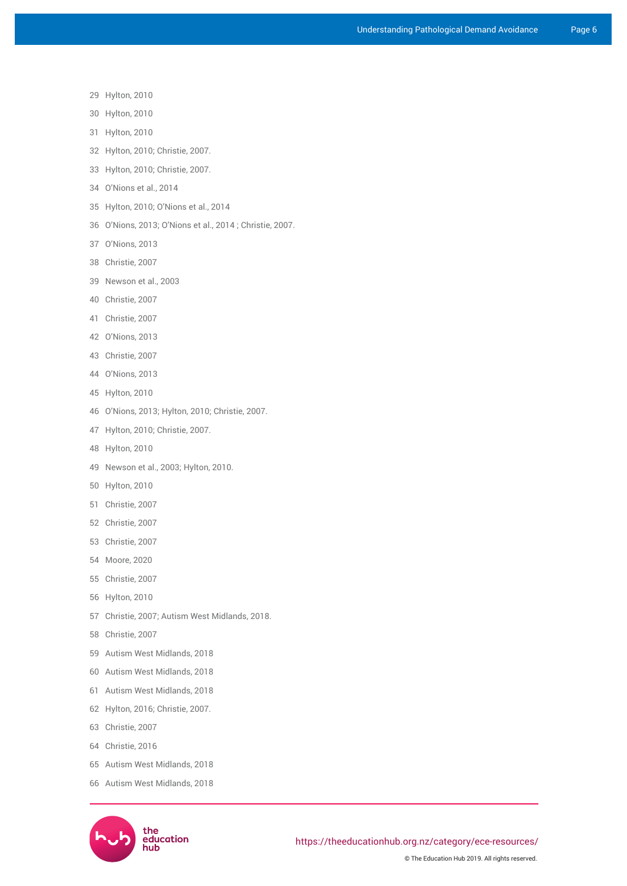29 Hylton, 2010

30 Hylton, 2010

31 Hylton, 2010

32 Hylton, 2010; Christie, 2007.

33 Hylton, 2010; Christie, 2007.

34 O'Nions et al., 2014

35 Hylton, 2010; O'Nions et al., 2014

36 O'Nions, 2013; O'Nions et al., 2014 ; Christie, 2007.

37 O'Nions, 2013

38 Christie, 2007

39 Newson et al., 2003

40 Christie, 2007

41 Christie, 2007

42 O'Nions, 2013

43 Christie, 2007

44 O'Nions, 2013

45 Hylton, 2010

46 O'Nions, 2013; Hylton, 2010; Christie, 2007.

47 Hylton, 2010; Christie, 2007.

48 Hylton, 2010

49 Newson et al., 2003; Hylton, 2010.

50 Hylton, 2010

51 Christie, 2007

52 Christie, 2007

53 Christie, 2007

54 Moore, 2020

55 Christie, 2007

56 Hylton, 2010

57 Christie, 2007; Autism West Midlands, 2018.

58 Christie, 2007

59 Autism West Midlands, 2018

60 Autism West Midlands, 2018

61 Autism West Midlands, 2018

62 Hylton, 2016; Christie, 2007.

63 Christie, 2007

64 Christie, 2016

65 Autism West Midlands, 2018

66 Autism West Midlands, 2018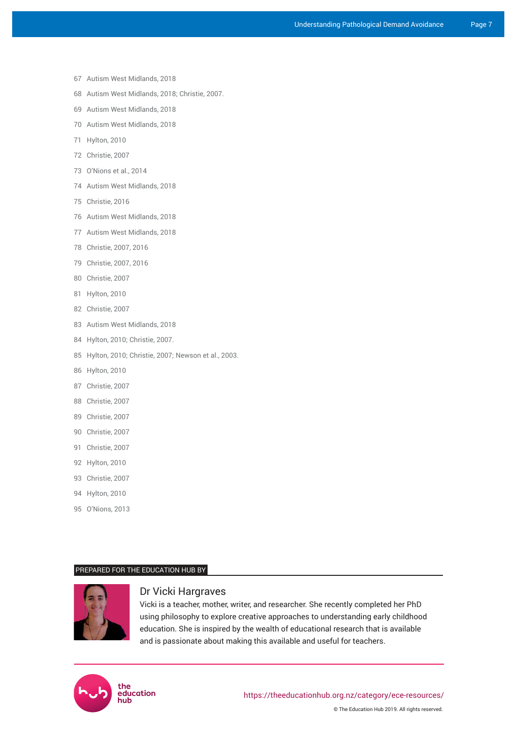67 Autism West Midlands, 2018

68 Autism West Midlands, 2018; Christie, 2007.

69 Autism West Midlands, 2018

70 Autism West Midlands, 2018

71 Hylton, 2010

72 Christie, 2007

73 O'Nions et al., 2014

74 Autism West Midlands, 2018

75 Christie, 2016

76 Autism West Midlands, 2018

77 Autism West Midlands, 2018

78 Christie, 2007, 2016

79 Christie, 2007, 2016

80 Christie, 2007

81 Hylton, 2010

82 Christie, 2007

83 Autism West Midlands, 2018

84 Hylton, 2010; Christie, 2007.

85 Hylton, 2010; Christie, 2007; Newson et al., 2003.

86 Hylton, 2010

87 Christie, 2007

88 Christie, 2007

89 Christie, 2007

90 Christie, 2007

91 Christie, 2007

92 Hylton, 2010

93 Christie, 2007

94 Hylton, 2010

95 O'Nions, 2013

PREPARED FOR THE EDUCATION HUB BY

## Dr Vicki Hargraves

Vicki is a teacher, mother, writer, and researcher. She recently completed her PhD using philosophy to explore creative approaches to understanding early childhood education. She is inspired by the wealth of educational research that is available and is passionate about making this available and useful for teachers.

the education hub

https://theeducationhub.org.nz/category/ece-resources/

© The Education Hub 2019. All rights reserved.